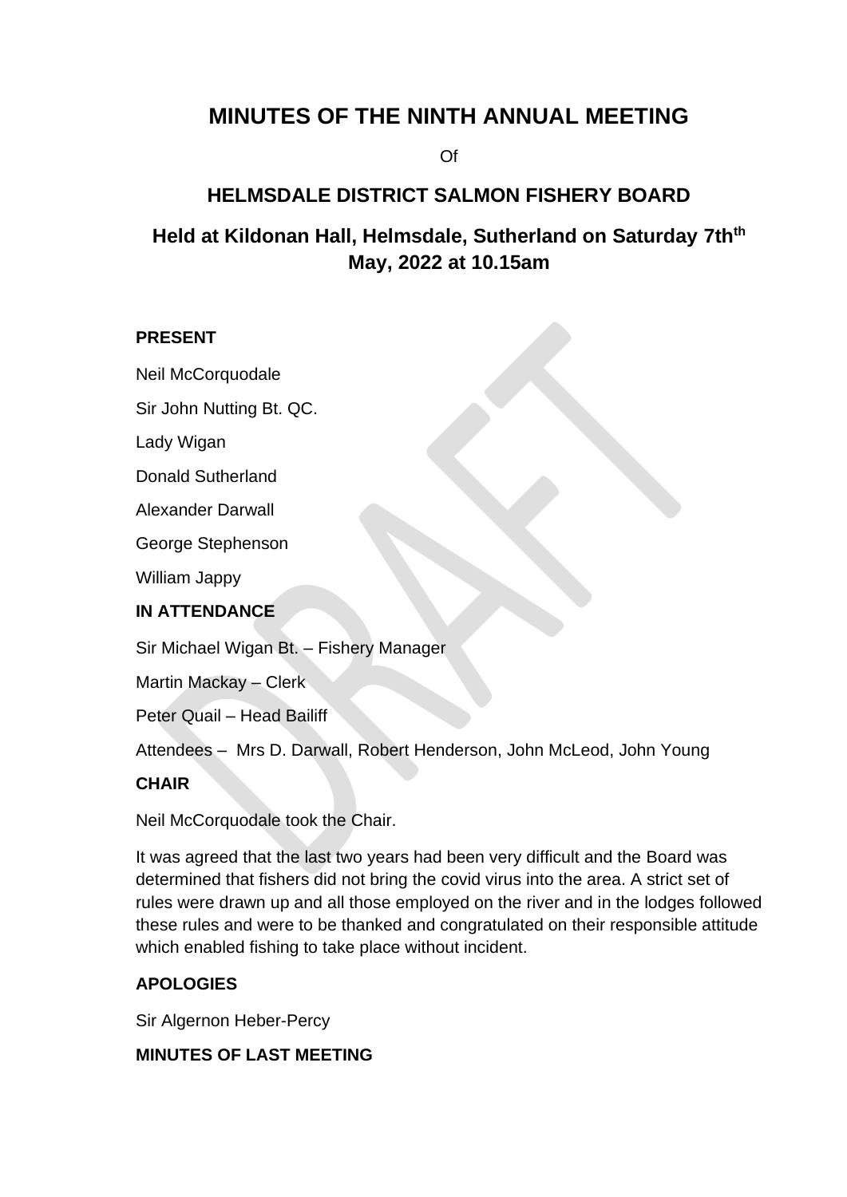# MINUTES OF THE NINTH ANNUAL MEETING

Of

## HELMSDALE DISTRICT SALMON FISHERY BOARD

## Held at Kildonan Hall, Helmsdale, Sutherland on Saturday 7th[th] May, 2022 at 10.15am

**PRESENT**

Neil McCorquodale

Sir John Nutting Bt. QC.

Lady Wigan

Donald Sutherland

Alexander Darwall

George Stephenson

William Jappy

**IN ATTENDANCE**

Sir Michael Wigan Bt. – Fishery Manager

Martin Mackay – Clerk

Peter Quail – Head Bailiff

Attendees – Mrs D. Darwall, Robert Henderson, John McLeod, John Young

**CHAIR**

Neil McCorquodale took the Chair.

It was agreed that the last two years had been very difficult and the Board was determined that fishers did not bring the covid virus into the area. A strict set of rules were drawn up and all those employed on the river and in the lodges followed these rules and were to be thanked and congratulated on their responsible attitude which enabled fishing to take place without incident.

**APOLOGIES**

Sir Algernon Heber-Percy

**MINUTES OF LAST MEETING**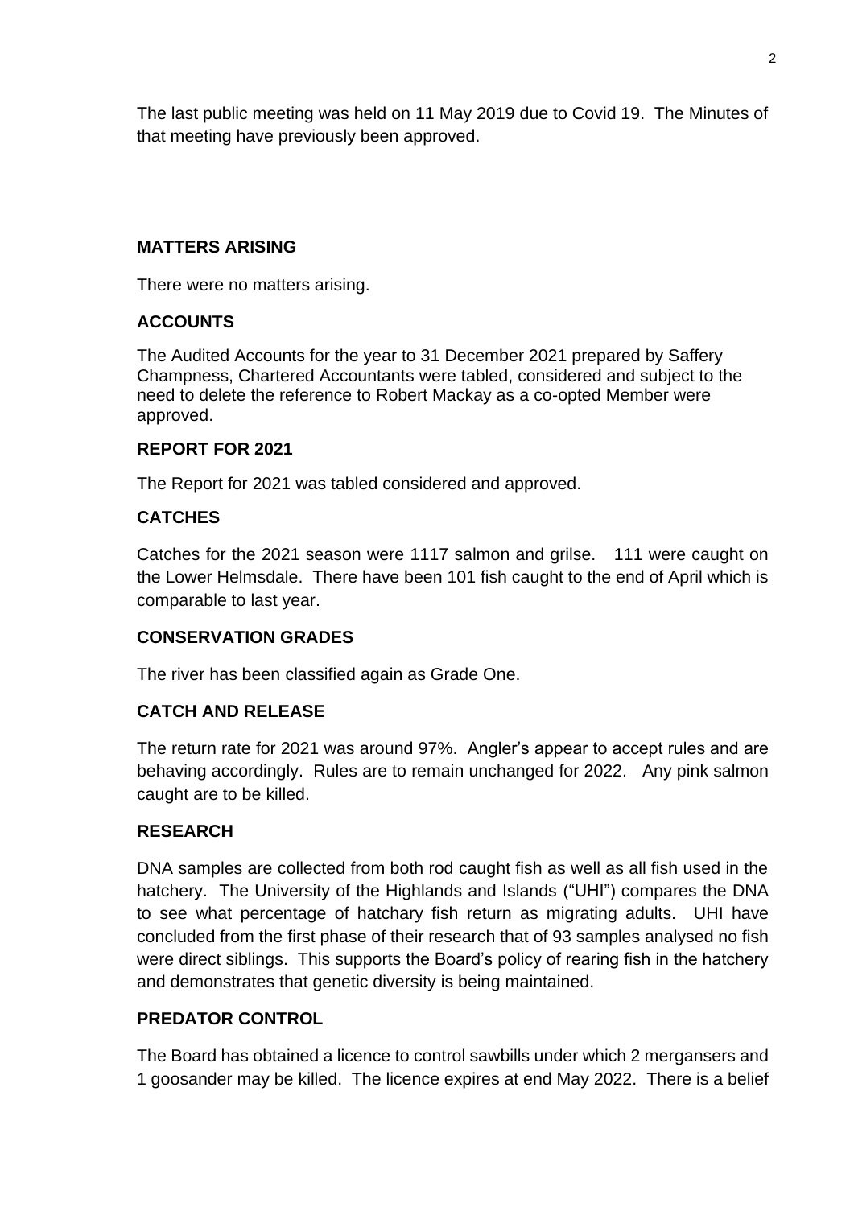The last public meeting was held on 11 May 2019 due to Covid 19. The Minutes of that meeting have previously been approved.

## MATTERS ARISING

There were no matters arising.

## ACCOUNTS

The Audited Accounts for the year to 31 December 2021 prepared by Saffery Champness, Chartered Accountants were tabled, considered and subject to the need to delete the reference to Robert Mackay as a co-opted Member were approved.

## REPORT FOR 2021

The Report for 2021 was tabled considered and approved.

## CATCHES

Catches for the 2021 season were 1117 salmon and grilse. 111 were caught on the Lower Helmsdale. There have been 101 fish caught to the end of April which is comparable to last year.

## CONSERVATION GRADES

The river has been classified again as Grade One.

## CATCH AND RELEASE

The return rate for 2021 was around 97%. Angler's appear to accept rules and are behaving accordingly. Rules are to remain unchanged for 2022. Any pink salmon caught are to be killed.

## RESEARCH

DNA samples are collected from both rod caught fish as well as all fish used in the hatchery. The University of the Highlands and Islands ("UHI") compares the DNA to see what percentage of hatchary fish return as migrating adults. UHI have concluded from the first phase of their research that of 93 samples analysed no fish were direct siblings. This supports the Board's policy of rearing fish in the hatchery and demonstrates that genetic diversity is being maintained.

## PREDATOR CONTROL

The Board has obtained a licence to control sawbills under which 2 mergansers and 1 goosander may be killed. The licence expires at end May 2022. There is a belief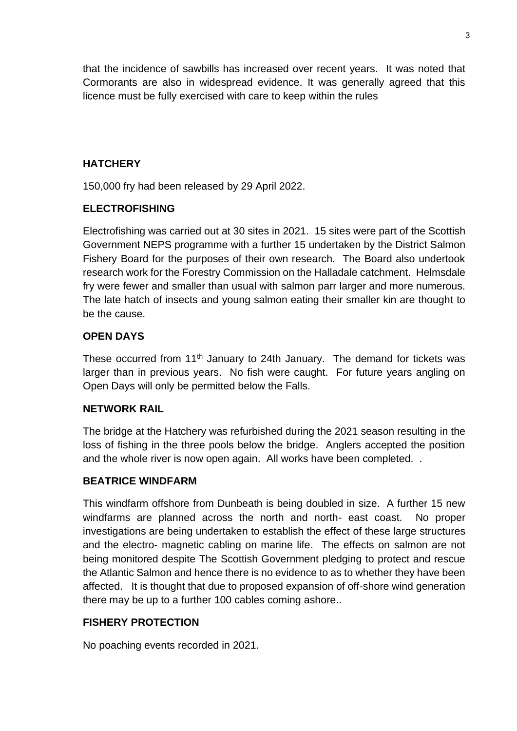that the incidence of sawbills has increased over recent years. It was noted that Cormorants are also in widespread evidence. It was generally agreed that this licence must be fully exercised with care to keep within the rules

## HATCHERY

150,000 fry had been released by 29 April 2022.

## ELECTROFISHING

Electrofishing was carried out at 30 sites in 2021. 15 sites were part of the Scottish Government NEPS programme with a further 15 undertaken by the District Salmon Fishery Board for the purposes of their own research. The Board also undertook research work for the Forestry Commission on the Halladale catchment. Helmsdale fry were fewer and smaller than usual with salmon parr larger and more numerous. The late hatch of insects and young salmon eating their smaller kin are thought to be the cause.

## OPEN DAYS

These occurred from 11th January to 24th January. The demand for tickets was larger than in previous years. No fish were caught. For future years angling on Open Days will only be permitted below the Falls.

## NETWORK RAIL

The bridge at the Hatchery was refurbished during the 2021 season resulting in the loss of fishing in the three pools below the bridge. Anglers accepted the position and the whole river is now open again. All works have been completed. .

## BEATRICE WINDFARM

This windfarm offshore from Dunbeath is being doubled in size. A further 15 new windfarms are planned across the north and north- east coast. No proper investigations are being undertaken to establish the effect of these large structures and the electro- magnetic cabling on marine life. The effects on salmon are not being monitored despite The Scottish Government pledging to protect and rescue the Atlantic Salmon and hence there is no evidence to as to whether they have been affected. It is thought that due to proposed expansion of off-shore wind generation there may be up to a further 100 cables coming ashore..

## FISHERY PROTECTION

No poaching events recorded in 2021.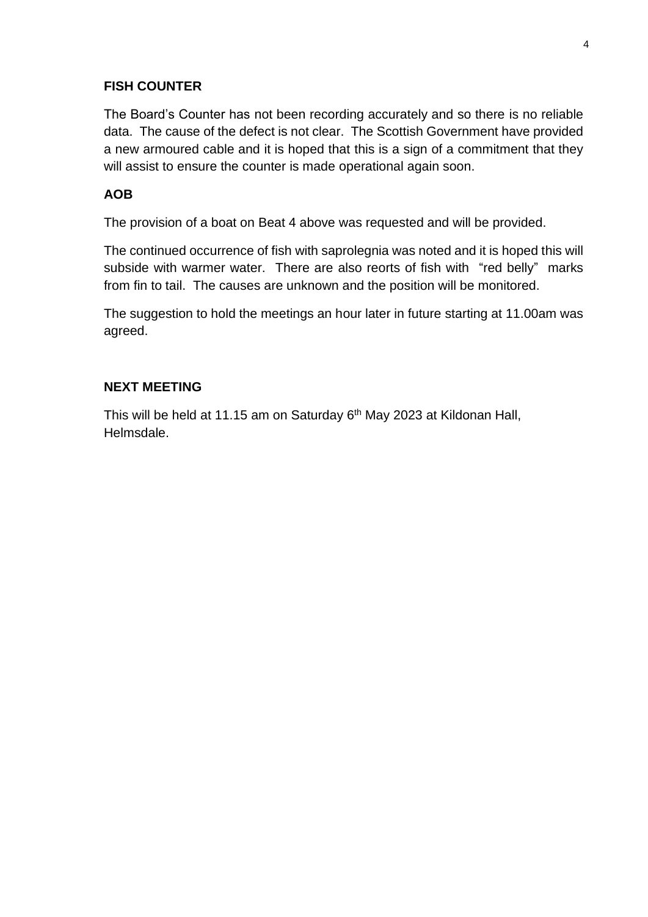## FISH COUNTER

The Board's Counter has not been recording accurately and so there is no reliable data. The cause of the defect is not clear. The Scottish Government have provided a new armoured cable and it is hoped that this is a sign of a commitment that they will assist to ensure the counter is made operational again soon.

## AOB

The provision of a boat on Beat 4 above was requested and will be provided.

The continued occurrence of fish with saprolegnia was noted and it is hoped this will subside with warmer water. There are also reorts of fish with "red belly" marks from fin to tail. The causes are unknown and the position will be monitored.

The suggestion to hold the meetings an hour later in future starting at 11.00am was agreed.

## NEXT MEETING

This will be held at 11.15 am on Saturday 6th May 2023 at Kildonan Hall, Helmsdale.